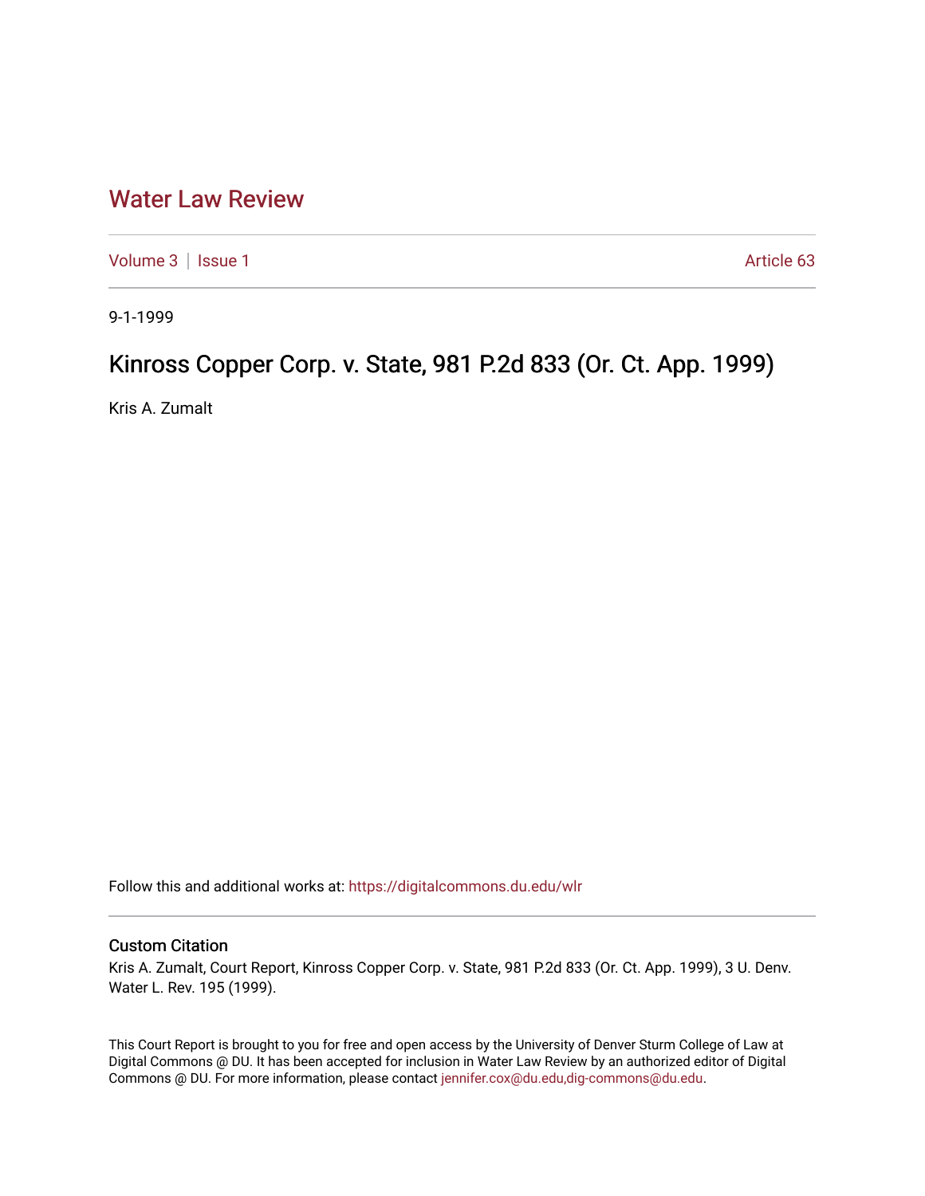# Water Law Review

Volume 3 | Issue 1 Article 63

9-1-1999

## Kinross Copper Corp. v. State, 981 P.2d 833 (Or. Ct. App. 1999)

Kris A. Zumalt

Follow this and additional works at: https://digitalcommons.du.edu/wlr

### Custom Citation

Kris A. Zumalt, Court Report, Kinross Copper Corp. v. State, 981 P.2d 833 (Or. Ct. App. 1999), 3 U. Denv. Water L. Rev. 195 (1999).

This Court Report is brought to you for free and open access by the University of Denver Sturm College of Law at Digital Commons @ DU. It has been accepted for inclusion in Water Law Review by an authorized editor of Digital Commons @ DU. For more information, please contact jennifer.cox@du.edu,dig-commons@du.edu.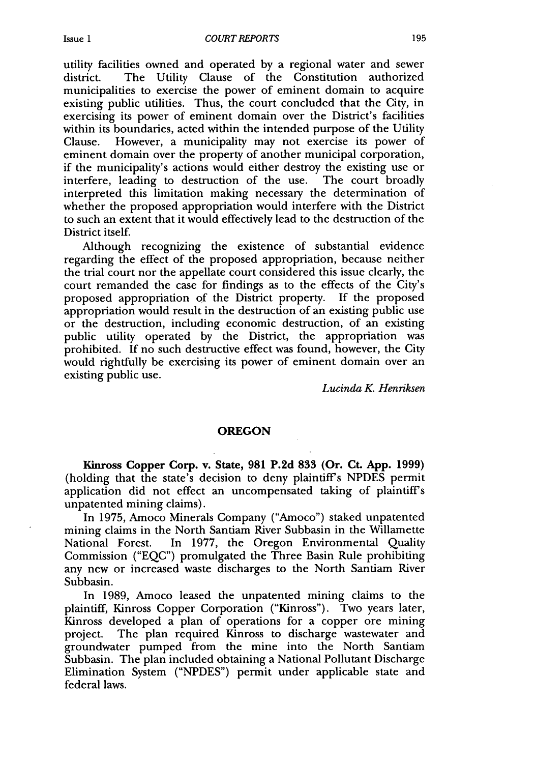utility facilities owned and operated by a regional water and sewer district. The Utility Clause of the Constitution authorized municipalities to exercise the power of eminent domain to acquire existing public utilities. Thus, the court concluded that the City, in exercising its power of eminent domain over the District's facilities within its boundaries, acted within the intended purpose of the Utility Clause. However, a municipality may not exercise its power of eminent domain over the property of another municipal corporation, if the municipality's actions would either destroy the existing use or interfere, leading to destruction of the use. The court broadly interpreted this limitation making necessary the determination of whether the proposed appropriation would interfere with the District to such an extent that it would effectively lead to the destruction of the District itself.

Although recognizing the existence of substantial evidence regarding the effect of the proposed appropriation, because neither the trial court nor the appellate court considered this issue clearly, the court remanded the case for findings as to the effects of the City's proposed appropriation of the District property. If the proposed appropriation would result in the destruction of an existing public use or the destruction, including economic destruction, of an existing public utility operated by the District, the appropriation was prohibited. If no such destructive effect was found, however, the City would rightfully be exercising its power of eminent domain over an existing public use.

*Lucinda K. Henriksen*

## OREGON

**Kinross Copper Corp. v. State, 981 P.2d 833 (Or. Ct. App. 1999)** (holding that the state's decision to deny plaintiff's NPDES permit application did not effect an uncompensated taking of plaintiff's unpatented mining claims).

In 1975, Amoco Minerals Company ("Amoco") staked unpatented mining claims in the North Santiam River Subbasin in the Willamette National Forest. In 1977, the Oregon Environmental Quality Commission ("EQC") promulgated the Three Basin Rule prohibiting any new or increased waste discharges to the North Santiam River Subbasin.

In 1989, Amoco leased the unpatented mining claims to the plaintiff, Kinross Copper Corporation ("Kinross"). Two years later, Kinross developed a plan of operations for a copper ore mining project. The plan required Kinross to discharge wastewater and groundwater pumped from the mine into the North Santiam Subbasin. The plan included obtaining a National Pollutant Discharge Elimination System ("NPDES") permit under applicable state and federal laws.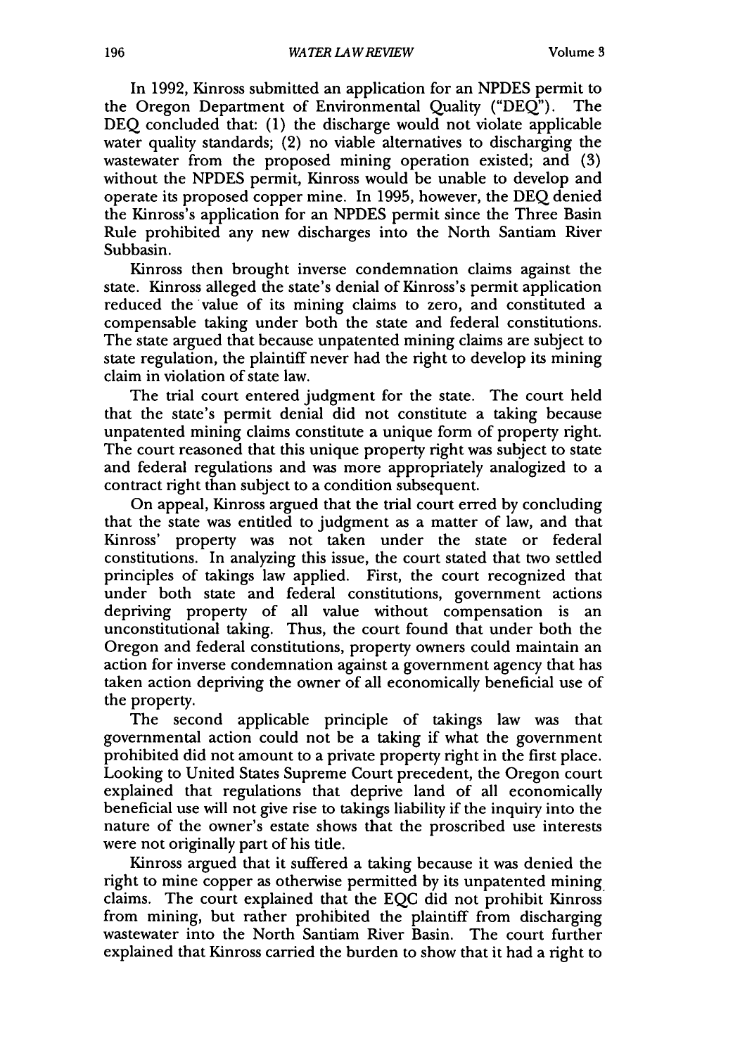In 1992, Kinross submitted an application for an NPDES permit to the Oregon Department of Environmental Quality ("DEQ"). The DEQ concluded that: (1) the discharge would not violate applicable water quality standards; (2) no viable alternatives to discharging the wastewater from the proposed mining operation existed; and (3) without the NPDES permit, Kinross would be unable to develop and operate its proposed copper mine. In 1995, however, the DEQ denied the Kinross's application for an NPDES permit since the Three Basin Rule prohibited any new discharges into the North Santiam River Subbasin.

Kinross then brought inverse condemnation claims against the state. Kinross alleged the state's denial of Kinross's permit application reduced the value of its mining claims to zero, and constituted a compensable taking under both the state and federal constitutions. The state argued that because unpatented mining claims are subject to state regulation, the plaintiff never had the right to develop its mining claim in violation of state law.

The trial court entered judgment for the state. The court held that the state's permit denial did not constitute a taking because unpatented mining claims constitute a unique form of property right. The court reasoned that this unique property right was subject to state and federal regulations and was more appropriately analogized to a contract right than subject to a condition subsequent.

On appeal, Kinross argued that the trial court erred by concluding that the state was entitled to judgment as a matter of law, and that Kinross' property was not taken under the state or federal constitutions. In analyzing this issue, the court stated that two settled principles of takings law applied. First, the court recognized that under both state and federal constitutions, government actions depriving property of all value without compensation is an unconstitutional taking. Thus, the court found that under both the Oregon and federal constitutions, property owners could maintain an action for inverse condemnation against a government agency that has taken action depriving the owner of all economically beneficial use of the property.

The second applicable principle of takings law was that governmental action could not be a taking if what the government prohibited did not amount to a private property right in the first place. Looking to United States Supreme Court precedent, the Oregon court explained that regulations that deprive land of all economically beneficial use will not give rise to takings liability if the inquiry into the nature of the owner's estate shows that the proscribed use interests were not originally part of his title.

Kinross argued that it suffered a taking because it was denied the right to mine copper as otherwise permitted by its unpatented mining claims. The court explained that the EQC did not prohibit Kinross from mining, but rather prohibited the plaintiff from discharging wastewater into the North Santiam River Basin. The court further explained that Kinross carried the burden to show that it had a right to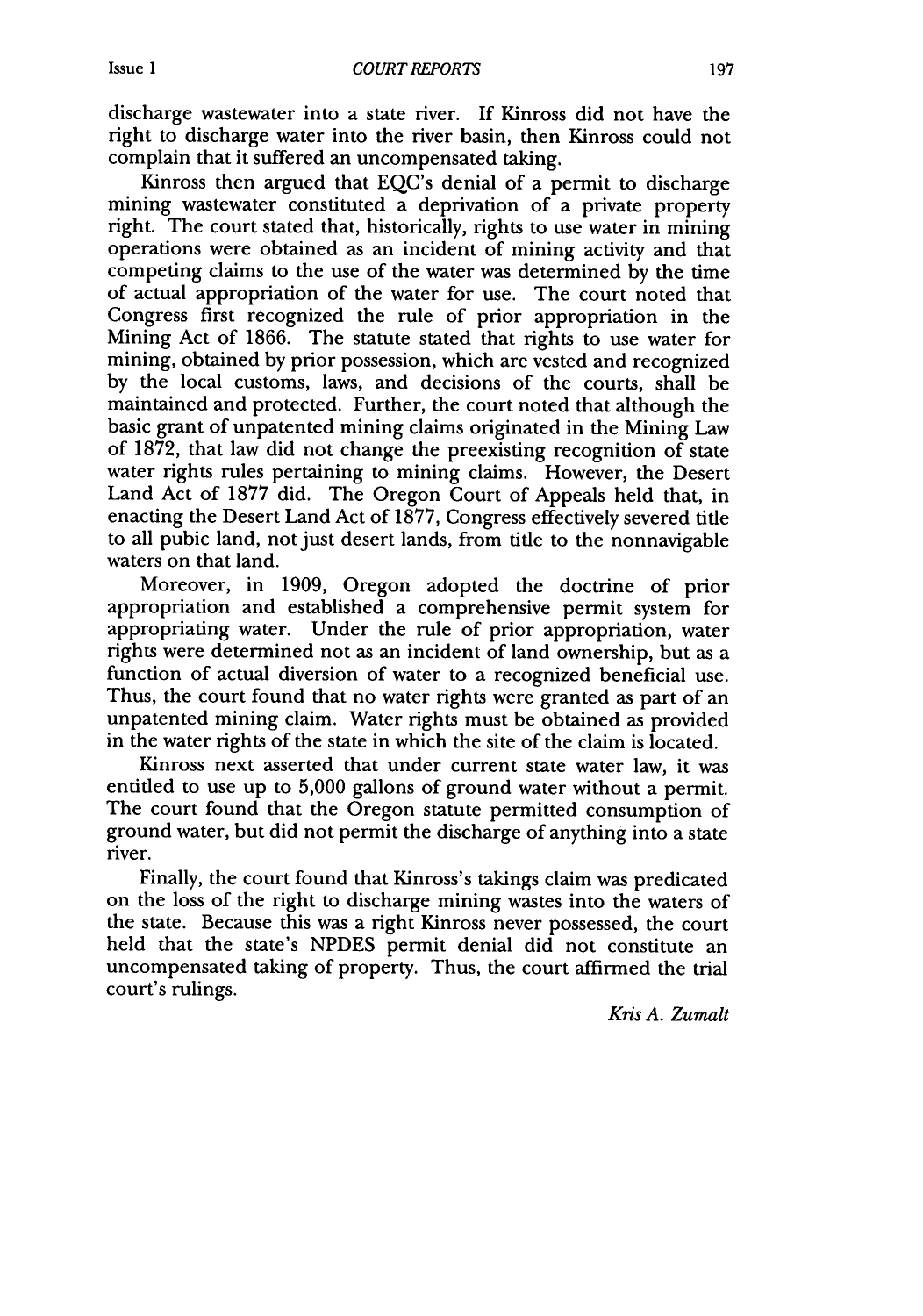discharge wastewater into a state river. If Kinross did not have the right to discharge water into the river basin, then Kinross could not complain that it suffered an uncompensated taking.

Kinross then argued that EQC's denial of a permit to discharge mining wastewater constituted a deprivation of a private property right. The court stated that, historically, rights to use water in mining operations were obtained as an incident of mining activity and that competing claims to the use of the water was determined by the time of actual appropriation of the water for use. The court noted that Congress first recognized the rule of prior appropriation in the Mining Act of 1866. The statute stated that rights to use water for mining, obtained by prior possession, which are vested and recognized by the local customs, laws, and decisions of the courts, shall be maintained and protected. Further, the court noted that although the basic grant of unpatented mining claims originated in the Mining Law of 1872, that law did not change the preexisting recognition of state water rights rules pertaining to mining claims. However, the Desert Land Act of 1877 did. The Oregon Court of Appeals held that, in enacting the Desert Land Act of 1877, Congress effectively severed title to all pubic land, not just desert lands, from title to the nonnavigable waters on that land.

Moreover, in 1909, Oregon adopted the doctrine of prior appropriation and established a comprehensive permit system for appropriating water. Under the rule of prior appropriation, water rights were determined not as an incident of land ownership, but as a function of actual diversion of water to a recognized beneficial use. Thus, the court found that no water rights were granted as part of an unpatented mining claim. Water rights must be obtained as provided in the water rights of the state in which the site of the claim is located.

Kinross next asserted that under current state water law, it was entitled to use up to 5,000 gallons of ground water without a permit. The court found that the Oregon statute permitted consumption of ground water, but did not permit the discharge of anything into a state river.

Finally, the court found that Kinross's takings claim was predicated on the loss of the right to discharge mining wastes into the waters of the state. Because this was a right Kinross never possessed, the court held that the state's NPDES permit denial did not constitute an uncompensated taking of property. Thus, the court affirmed the trial court's rulings.

*Kris A. Zumalt*